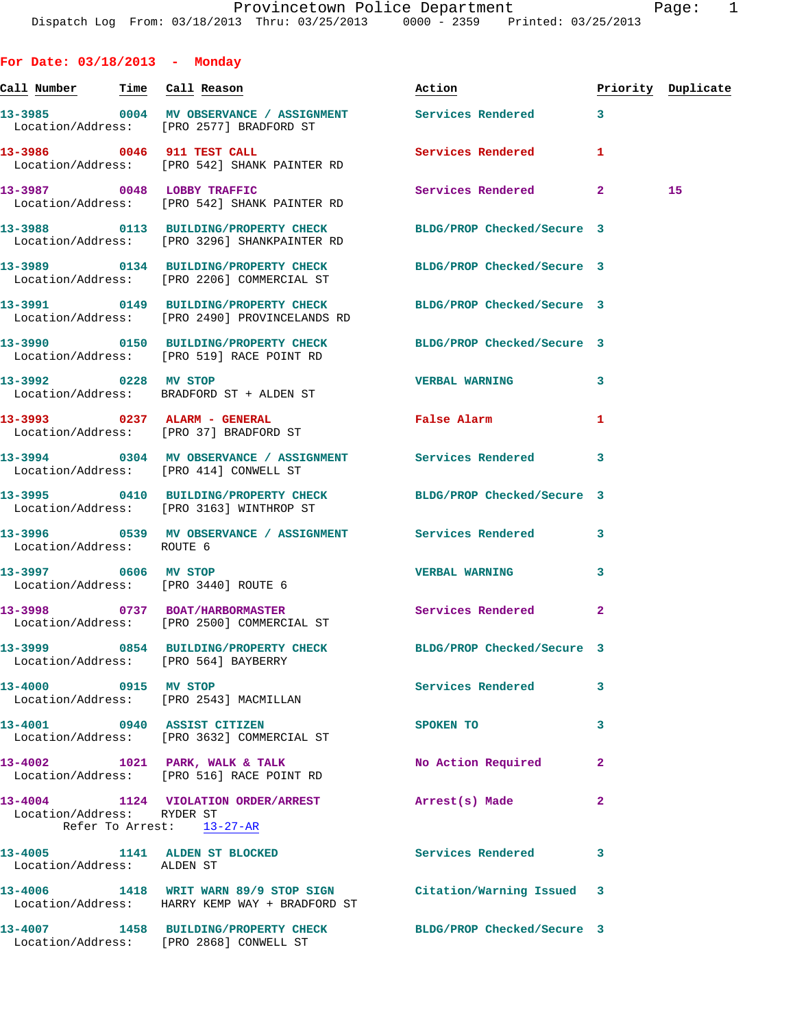# Provincetown Police Department

Dispatch Log From: 03/18/2013 Thru: 03/25/2013 0000 - 2359 Printed: 03/25/2013

## For Date: 03/18/2013 - Monday

| Call Number | Time | Call Reason | Action | Priority | Duplicate |
|---|---|---|---|---|---|
| 13-3985 | 0004 | MV OBSERVANCE / ASSIGNMENT | Services Rendered | 3 | |
| Location/Address: | | [PRO 2577] BRADFORD ST | | | |
| 13-3986 | 0046 | 911 TEST CALL | Services Rendered | 1 | |
| Location/Address: | | [PRO 542] SHANK PAINTER RD | | | |
| 13-3987 | 0048 | LOBBY TRAFFIC | Services Rendered | 2 | 15 |
| Location/Address: | | [PRO 542] SHANK PAINTER RD | | | |
| 13-3988 | 0113 | BUILDING/PROPERTY CHECK | BLDG/PROP Checked/Secure | 3 | |
| Location/Address: | | [PRO 3296] SHANKPAINTER RD | | | |
| 13-3989 | 0134 | BUILDING/PROPERTY CHECK | BLDG/PROP Checked/Secure | 3 | |
| Location/Address: | | [PRO 2206] COMMERCIAL ST | | | |
| 13-3991 | 0149 | BUILDING/PROPERTY CHECK | BLDG/PROP Checked/Secure | 3 | |
| Location/Address: | | [PRO 2490] PROVINCELANDS RD | | | |
| 13-3990 | 0150 | BUILDING/PROPERTY CHECK | BLDG/PROP Checked/Secure | 3 | |
| Location/Address: | | [PRO 519] RACE POINT RD | | | |
| 13-3992 | 0228 | MV STOP | VERBAL WARNING | 3 | |
| Location/Address: | | BRADFORD ST + ALDEN ST | | | |
| 13-3993 | 0237 | ALARM - GENERAL | False Alarm | 1 | |
| Location/Address: | | [PRO 37] BRADFORD ST | | | |
| 13-3994 | 0304 | MV OBSERVANCE / ASSIGNMENT | Services Rendered | 3 | |
| Location/Address: | | [PRO 414] CONWELL ST | | | |
| 13-3995 | 0410 | BUILDING/PROPERTY CHECK | BLDG/PROP Checked/Secure | 3 | |
| Location/Address: | | [PRO 3163] WINTHROP ST | | | |
| 13-3996 | 0539 | MV OBSERVANCE / ASSIGNMENT | Services Rendered | 3 | |
| Location/Address: | | ROUTE 6 | | | |
| 13-3997 | 0606 | MV STOP | VERBAL WARNING | 3 | |
| Location/Address: | | [PRO 3440] ROUTE 6 | | | |
| 13-3998 | 0737 | BOAT/HARBORMASTER | Services Rendered | 2 | |
| Location/Address: | | [PRO 2500] COMMERCIAL ST | | | |
| 13-3999 | 0854 | BUILDING/PROPERTY CHECK | BLDG/PROP Checked/Secure | 3 | |
| Location/Address: | | [PRO 564] BAYBERRY | | | |
| 13-4000 | 0915 | MV STOP | Services Rendered | 3 | |
| Location/Address: | | [PRO 2543] MACMILLAN | | | |
| 13-4001 | 0940 | ASSIST CITIZEN | SPOKEN TO | 3 | |
| Location/Address: | | [PRO 3632] COMMERCIAL ST | | | |
| 13-4002 | 1021 | PARK, WALK & TALK | No Action Required | 2 | |
| Location/Address: | | [PRO 516] RACE POINT RD | | | |
| 13-4004 | 1124 | VIOLATION ORDER/ARREST | Arrest(s) Made | 2 | |
| Location/Address: | | RYDER ST | | | |
| Refer To Arrest: | | 13-27-AR | | | |
| 13-4005 | 1141 | ALDEN ST BLOCKED | Services Rendered | 3 | |
| Location/Address: | | ALDEN ST | | | |
| 13-4006 | 1418 | WRIT WARN 89/9 STOP SIGN | Citation/Warning Issued | 3 | |
| Location/Address: | | HARRY KEMP WAY + BRADFORD ST | | | |
| 13-4007 | 1458 | BUILDING/PROPERTY CHECK | BLDG/PROP Checked/Secure | 3 | |
| Location/Address: | | [PRO 2868] CONWELL ST | | | |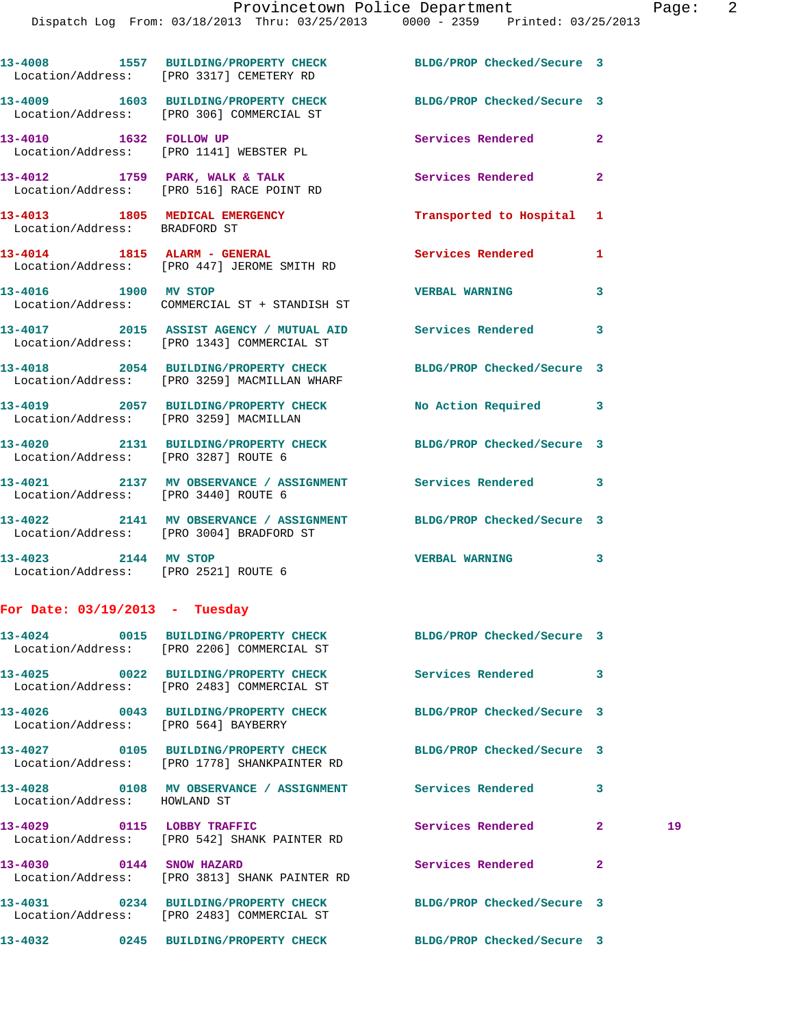13-4008 1557 BUILDING/PROPERTY CHECK BLDG/PROP Checked/Secure 3
Location/Address: [PRO 3317] CEMETERY RD

13-4009 1603 BUILDING/PROPERTY CHECK BLDG/PROP Checked/Secure 3
Location/Address: [PRO 306] COMMERCIAL ST

13-4010 1632 FOLLOW UP Services Rendered 2
Location/Address: [PRO 1141] WEBSTER PL

13-4012 1759 PARK, WALK & TALK Services Rendered 2
Location/Address: [PRO 516] RACE POINT RD

13-4013 1805 MEDICAL EMERGENCY Transported to Hospital 1
Location/Address: BRADFORD ST

13-4014 1815 ALARM - GENERAL Services Rendered 1
Location/Address: [PRO 447] JEROME SMITH RD

13-4016 1900 MV STOP VERBAL WARNING 3
Location/Address: COMMERCIAL ST + STANDISH ST

13-4017 2015 ASSIST AGENCY / MUTUAL AID Services Rendered 3
Location/Address: [PRO 1343] COMMERCIAL ST

13-4018 2054 BUILDING/PROPERTY CHECK BLDG/PROP Checked/Secure 3
Location/Address: [PRO 3259] MACMILLAN WHARF

13-4019 2057 BUILDING/PROPERTY CHECK No Action Required 3
Location/Address: [PRO 3259] MACMILLAN

13-4020 2131 BUILDING/PROPERTY CHECK BLDG/PROP Checked/Secure 3
Location/Address: [PRO 3287] ROUTE 6

13-4021 2137 MV OBSERVANCE / ASSIGNMENT Services Rendered 3
Location/Address: [PRO 3440] ROUTE 6

13-4022 2141 MV OBSERVANCE / ASSIGNMENT BLDG/PROP Checked/Secure 3
Location/Address: [PRO 3004] BRADFORD ST

13-4023 2144 MV STOP VERBAL WARNING 3
Location/Address: [PRO 2521] ROUTE 6

**For Date: 03/19/2013 - Tuesday**

13-4024 0015 BUILDING/PROPERTY CHECK BLDG/PROP Checked/Secure 3
Location/Address: [PRO 2206] COMMERCIAL ST

13-4025 0022 BUILDING/PROPERTY CHECK Services Rendered 3
Location/Address: [PRO 2483] COMMERCIAL ST

13-4026 0043 BUILDING/PROPERTY CHECK BLDG/PROP Checked/Secure 3
Location/Address: [PRO 564] BAYBERRY

13-4027 0105 BUILDING/PROPERTY CHECK BLDG/PROP Checked/Secure 3
Location/Address: [PRO 1778] SHANKPAINTER RD

13-4028 0108 MV OBSERVANCE / ASSIGNMENT Services Rendered 3
Location/Address: HOWLAND ST

13-4029 0115 LOBBY TRAFFIC Services Rendered 2 19
Location/Address: [PRO 542] SHANK PAINTER RD

13-4030 0144 SNOW HAZARD Services Rendered 2
Location/Address: [PRO 3813] SHANK PAINTER RD

13-4031 0234 BUILDING/PROPERTY CHECK BLDG/PROP Checked/Secure 3
Location/Address: [PRO 2483] COMMERCIAL ST

13-4032 0245 BUILDING/PROPERTY CHECK BLDG/PROP Checked/Secure 3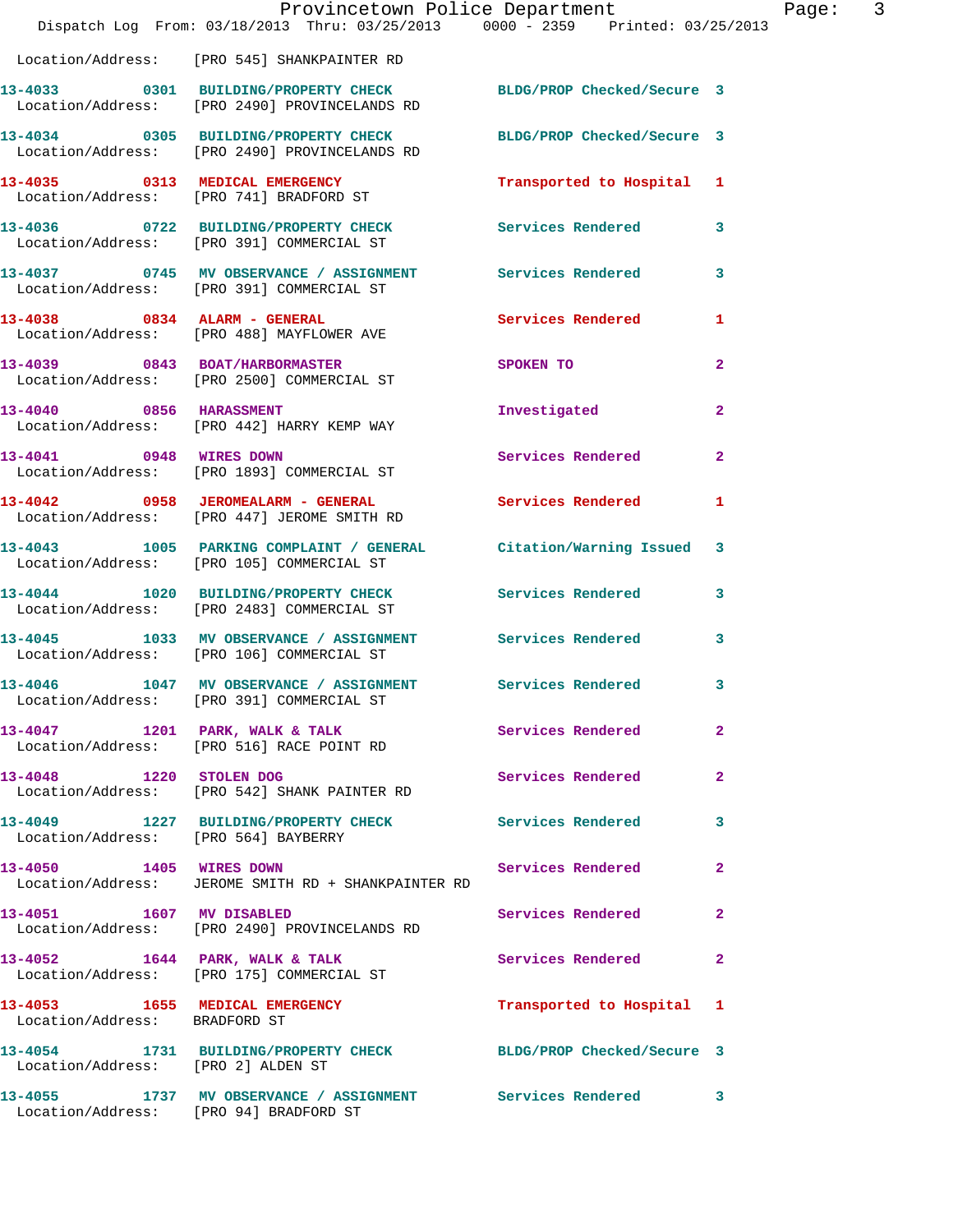Location/Address: [PRO 545] SHANKPAINTER RD

| Call # | Time | Call Reason | Action | Priority |
|---|---|---|---|---|
| 13-4033 | 0301 | BUILDING/PROPERTY CHECK | BLDG/PROP Checked/Secure | 3 |
| Location/Address: [PRO 2490] PROVINCELANDS RD | | | | |
| 13-4034 | 0305 | BUILDING/PROPERTY CHECK | BLDG/PROP Checked/Secure | 3 |
| Location/Address: [PRO 2490] PROVINCELANDS RD | | | | |
| 13-4035 | 0313 | MEDICAL EMERGENCY | Transported to Hospital | 1 |
| Location/Address: [PRO 741] BRADFORD ST | | | | |
| 13-4036 | 0722 | BUILDING/PROPERTY CHECK | Services Rendered | 3 |
| Location/Address: [PRO 391] COMMERCIAL ST | | | | |
| 13-4037 | 0745 | MV OBSERVANCE / ASSIGNMENT | Services Rendered | 3 |
| Location/Address: [PRO 391] COMMERCIAL ST | | | | |
| 13-4038 | 0834 | ALARM - GENERAL | Services Rendered | 1 |
| Location/Address: [PRO 488] MAYFLOWER AVE | | | | |
| 13-4039 | 0843 | BOAT/HARBORMASTER | SPOKEN TO | 2 |
| Location/Address: [PRO 2500] COMMERCIAL ST | | | | |
| 13-4040 | 0856 | HARASSMENT | Investigated | 2 |
| Location/Address: [PRO 442] HARRY KEMP WAY | | | | |
| 13-4041 | 0948 | WIRES DOWN | Services Rendered | 2 |
| Location/Address: [PRO 1893] COMMERCIAL ST | | | | |
| 13-4042 | 0958 | JEROMEALARM - GENERAL | Services Rendered | 1 |
| Location/Address: [PRO 447] JEROME SMITH RD | | | | |
| 13-4043 | 1005 | PARKING COMPLAINT / GENERAL | Citation/Warning Issued | 3 |
| Location/Address: [PRO 105] COMMERCIAL ST | | | | |
| 13-4044 | 1020 | BUILDING/PROPERTY CHECK | Services Rendered | 3 |
| Location/Address: [PRO 2483] COMMERCIAL ST | | | | |
| 13-4045 | 1033 | MV OBSERVANCE / ASSIGNMENT | Services Rendered | 3 |
| Location/Address: [PRO 106] COMMERCIAL ST | | | | |
| 13-4046 | 1047 | MV OBSERVANCE / ASSIGNMENT | Services Rendered | 3 |
| Location/Address: [PRO 391] COMMERCIAL ST | | | | |
| 13-4047 | 1201 | PARK, WALK & TALK | Services Rendered | 2 |
| Location/Address: [PRO 516] RACE POINT RD | | | | |
| 13-4048 | 1220 | STOLEN DOG | Services Rendered | 2 |
| Location/Address: [PRO 542] SHANK PAINTER RD | | | | |
| 13-4049 | 1227 | BUILDING/PROPERTY CHECK | Services Rendered | 3 |
| Location/Address: [PRO 564] BAYBERRY | | | | |
| 13-4050 | 1405 | WIRES DOWN | Services Rendered | 2 |
| Location/Address: JEROME SMITH RD + SHANKPAINTER RD | | | | |
| 13-4051 | 1607 | MV DISABLED | Services Rendered | 2 |
| Location/Address: [PRO 2490] PROVINCELANDS RD | | | | |
| 13-4052 | 1644 | PARK, WALK & TALK | Services Rendered | 2 |
| Location/Address: [PRO 175] COMMERCIAL ST | | | | |
| 13-4053 | 1655 | MEDICAL EMERGENCY | Transported to Hospital | 1 |
| Location/Address: BRADFORD ST | | | | |
| 13-4054 | 1731 | BUILDING/PROPERTY CHECK | BLDG/PROP Checked/Secure | 3 |
| Location/Address: [PRO 2] ALDEN ST | | | | |
| 13-4055 | 1737 | MV OBSERVANCE / ASSIGNMENT | Services Rendered | 3 |
| Location/Address: [PRO 94] BRADFORD ST | | | | |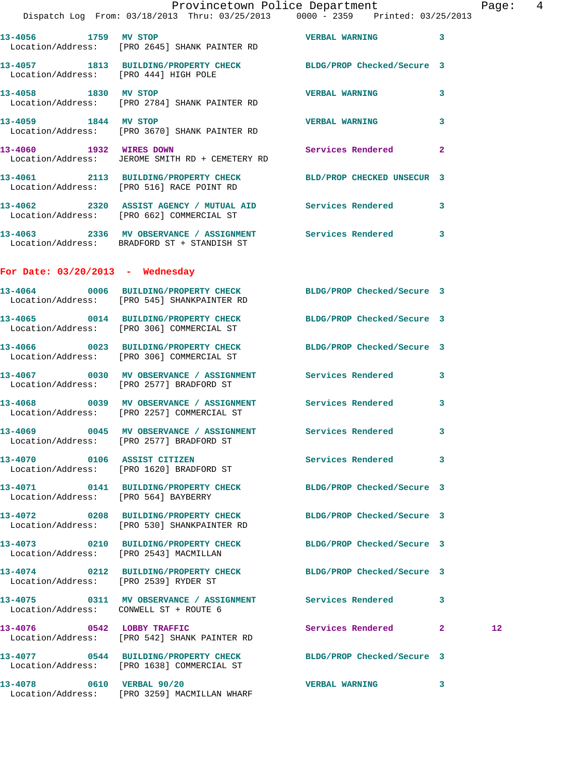13-4056 1759 **MV STOP** VERBAL WARNING 3
Location/Address: [PRO 2645] SHANK PAINTER RD

13-4057 1813 **BUILDING/PROPERTY CHECK** BLDG/PROP Checked/Secure 3
Location/Address: [PRO 444] HIGH POLE

13-4058 1830 **MV STOP** VERBAL WARNING 3
Location/Address: [PRO 2784] SHANK PAINTER RD

13-4059 1844 **MV STOP** VERBAL WARNING 3
Location/Address: [PRO 3670] SHANK PAINTER RD

13-4060 1932 **WIRES DOWN** Services Rendered 2
Location/Address: JEROME SMITH RD + CEMETERY RD

13-4061 2113 **BUILDING/PROPERTY CHECK** BLD/PROP CHECKED UNSECUR 3
Location/Address: [PRO 516] RACE POINT RD

13-4062 2320 **ASSIST AGENCY / MUTUAL AID** Services Rendered 3
Location/Address: [PRO 662] COMMERCIAL ST

13-4063 2336 **MV OBSERVANCE / ASSIGNMENT** Services Rendered 3
Location/Address: BRADFORD ST + STANDISH ST

## For Date: 03/20/2013 - Wednesday

13-4064 0006 **BUILDING/PROPERTY CHECK** BLDG/PROP Checked/Secure 3
Location/Address: [PRO 545] SHANKPAINTER RD

13-4065 0014 **BUILDING/PROPERTY CHECK** BLDG/PROP Checked/Secure 3
Location/Address: [PRO 306] COMMERCIAL ST

13-4066 0023 **BUILDING/PROPERTY CHECK** BLDG/PROP Checked/Secure 3
Location/Address: [PRO 306] COMMERCIAL ST

13-4067 0030 **MV OBSERVANCE / ASSIGNMENT** Services Rendered 3
Location/Address: [PRO 2577] BRADFORD ST

13-4068 0039 **MV OBSERVANCE / ASSIGNMENT** Services Rendered 3
Location/Address: [PRO 2257] COMMERCIAL ST

13-4069 0045 **MV OBSERVANCE / ASSIGNMENT** Services Rendered 3
Location/Address: [PRO 2577] BRADFORD ST

13-4070 0106 **ASSIST CITIZEN** Services Rendered 3
Location/Address: [PRO 1620] BRADFORD ST

13-4071 0141 **BUILDING/PROPERTY CHECK** BLDG/PROP Checked/Secure 3
Location/Address: [PRO 564] BAYBERRY

13-4072 0208 **BUILDING/PROPERTY CHECK** BLDG/PROP Checked/Secure 3
Location/Address: [PRO 530] SHANKPAINTER RD

13-4073 0210 **BUILDING/PROPERTY CHECK** BLDG/PROP Checked/Secure 3
Location/Address: [PRO 2543] MACMILLAN

13-4074 0212 **BUILDING/PROPERTY CHECK** BLDG/PROP Checked/Secure 3
Location/Address: [PRO 2539] RYDER ST

13-4075 0311 **MV OBSERVANCE / ASSIGNMENT** Services Rendered 3
Location/Address: CONWELL ST + ROUTE 6

13-4076 0542 **LOBBY TRAFFIC** Services Rendered 2 12
Location/Address: [PRO 542] SHANK PAINTER RD

13-4077 0544 **BUILDING/PROPERTY CHECK** BLDG/PROP Checked/Secure 3
Location/Address: [PRO 1638] COMMERCIAL ST

13-4078 0610 **VERBAL 90/20** VERBAL WARNING 3
Location/Address: [PRO 3259] MACMILLAN WHARF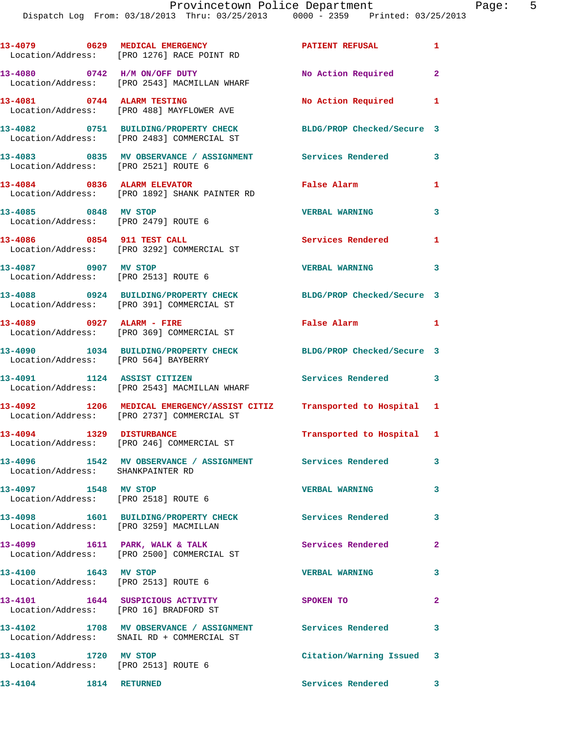13-4079 0629 MEDICAL EMERGENCY PATIENT REFUSAL 1
Location/Address: [PRO 1276] RACE POINT RD

13-4080 0742 H/M ON/OFF DUTY No Action Required 2
Location/Address: [PRO 2543] MACMILLAN WHARF

13-4081 0744 ALARM TESTING No Action Required 1
Location/Address: [PRO 488] MAYFLOWER AVE

13-4082 0751 BUILDING/PROPERTY CHECK BLDG/PROP Checked/Secure 3
Location/Address: [PRO 2483] COMMERCIAL ST

13-4083 0835 MV OBSERVANCE / ASSIGNMENT Services Rendered 3
Location/Address: [PRO 2521] ROUTE 6

13-4084 0836 ALARM ELEVATOR False Alarm 1
Location/Address: [PRO 1892] SHANK PAINTER RD

13-4085 0848 MV STOP VERBAL WARNING 3
Location/Address: [PRO 2479] ROUTE 6

13-4086 0854 911 TEST CALL Services Rendered 1
Location/Address: [PRO 3292] COMMERCIAL ST

13-4087 0907 MV STOP VERBAL WARNING 3
Location/Address: [PRO 2513] ROUTE 6

13-4088 0924 BUILDING/PROPERTY CHECK BLDG/PROP Checked/Secure 3
Location/Address: [PRO 391] COMMERCIAL ST

13-4089 0927 ALARM - FIRE False Alarm 1
Location/Address: [PRO 369] COMMERCIAL ST

13-4090 1034 BUILDING/PROPERTY CHECK BLDG/PROP Checked/Secure 3
Location/Address: [PRO 564] BAYBERRY

13-4091 1124 ASSIST CITIZEN Services Rendered 3
Location/Address: [PRO 2543] MACMILLAN WHARF

13-4092 1206 MEDICAL EMERGENCY/ASSIST CITIZ Transported to Hospital 1
Location/Address: [PRO 2737] COMMERCIAL ST

13-4094 1329 DISTURBANCE Transported to Hospital 1
Location/Address: [PRO 246] COMMERCIAL ST

13-4096 1542 MV OBSERVANCE / ASSIGNMENT Services Rendered 3
Location/Address: SHANKPAINTER RD

13-4097 1548 MV STOP VERBAL WARNING 3
Location/Address: [PRO 2518] ROUTE 6

13-4098 1601 BUILDING/PROPERTY CHECK Services Rendered 3
Location/Address: [PRO 3259] MACMILLAN

13-4099 1611 PARK, WALK & TALK Services Rendered 2
Location/Address: [PRO 2500] COMMERCIAL ST

13-4100 1643 MV STOP VERBAL WARNING 3
Location/Address: [PRO 2513] ROUTE 6

13-4101 1644 SUSPICIOUS ACTIVITY SPOKEN TO 2
Location/Address: [PRO 16] BRADFORD ST

13-4102 1708 MV OBSERVANCE / ASSIGNMENT Services Rendered 3
Location/Address: SNAIL RD + COMMERCIAL ST

13-4103 1720 MV STOP Citation/Warning Issued 3
Location/Address: [PRO 2513] ROUTE 6

13-4104 1814 RETURNED Services Rendered 3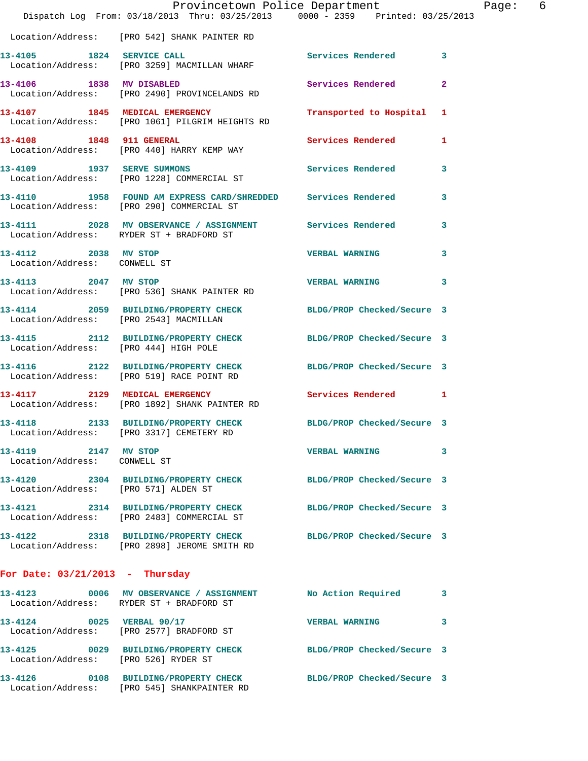Location/Address: [PRO 542] SHANK PAINTER RD

| Call | Time | Call Type | Disposition | Priority |
|---|---|---|---|---|
| 13-4105 | 1824 | SERVICE CALL | Services Rendered | 3 |
| | | Location/Address: [PRO 3259] MACMILLAN WHARF | | |
| 13-4106 | 1838 | MV DISABLED | Services Rendered | 2 |
| | | Location/Address: [PRO 2490] PROVINCELANDS RD | | |
| 13-4107 | 1845 | MEDICAL EMERGENCY | Transported to Hospital | 1 |
| | | Location/Address: [PRO 1061] PILGRIM HEIGHTS RD | | |
| 13-4108 | 1848 | 911 GENERAL | Services Rendered | 1 |
| | | Location/Address: [PRO 440] HARRY KEMP WAY | | |
| 13-4109 | 1937 | SERVE SUMMONS | Services Rendered | 3 |
| | | Location/Address: [PRO 1228] COMMERCIAL ST | | |
| 13-4110 | 1958 | FOUND AM EXPRESS CARD/SHREDDED | Services Rendered | 3 |
| | | Location/Address: [PRO 290] COMMERCIAL ST | | |
| 13-4111 | 2028 | MV OBSERVANCE / ASSIGNMENT | Services Rendered | 3 |
| | | Location/Address: RYDER ST + BRADFORD ST | | |
| 13-4112 | 2038 | MV STOP | VERBAL WARNING | 3 |
| | | Location/Address: CONWELL ST | | |
| 13-4113 | 2047 | MV STOP | VERBAL WARNING | 3 |
| | | Location/Address: [PRO 536] SHANK PAINTER RD | | |
| 13-4114 | 2059 | BUILDING/PROPERTY CHECK | BLDG/PROP Checked/Secure | 3 |
| | | Location/Address: [PRO 2543] MACMILLAN | | |
| 13-4115 | 2112 | BUILDING/PROPERTY CHECK | BLDG/PROP Checked/Secure | 3 |
| | | Location/Address: [PRO 444] HIGH POLE | | |
| 13-4116 | 2122 | BUILDING/PROPERTY CHECK | BLDG/PROP Checked/Secure | 3 |
| | | Location/Address: [PRO 519] RACE POINT RD | | |
| 13-4117 | 2129 | MEDICAL EMERGENCY | Services Rendered | 1 |
| | | Location/Address: [PRO 1892] SHANK PAINTER RD | | |
| 13-4118 | 2133 | BUILDING/PROPERTY CHECK | BLDG/PROP Checked/Secure | 3 |
| | | Location/Address: [PRO 3317] CEMETERY RD | | |
| 13-4119 | 2147 | MV STOP | VERBAL WARNING | 3 |
| | | Location/Address: CONWELL ST | | |
| 13-4120 | 2304 | BUILDING/PROPERTY CHECK | BLDG/PROP Checked/Secure | 3 |
| | | Location/Address: [PRO 571] ALDEN ST | | |
| 13-4121 | 2314 | BUILDING/PROPERTY CHECK | BLDG/PROP Checked/Secure | 3 |
| | | Location/Address: [PRO 2483] COMMERCIAL ST | | |
| 13-4122 | 2318 | BUILDING/PROPERTY CHECK | BLDG/PROP Checked/Secure | 3 |
| | | Location/Address: [PRO 2898] JEROME SMITH RD | | |

## For Date: 03/21/2013 - Thursday

| Call | Time | Call Type | Disposition | Priority |
|---|---|---|---|---|
| 13-4123 | 0006 | MV OBSERVANCE / ASSIGNMENT | No Action Required | 3 |
| | | Location/Address: RYDER ST + BRADFORD ST | | |
| 13-4124 | 0025 | VERBAL 90/17 | VERBAL WARNING | 3 |
| | | Location/Address: [PRO 2577] BRADFORD ST | | |
| 13-4125 | 0029 | BUILDING/PROPERTY CHECK | BLDG/PROP Checked/Secure | 3 |
| | | Location/Address: [PRO 526] RYDER ST | | |
| 13-4126 | 0108 | BUILDING/PROPERTY CHECK | BLDG/PROP Checked/Secure | 3 |
| | | Location/Address: [PRO 545] SHANKPAINTER RD | | |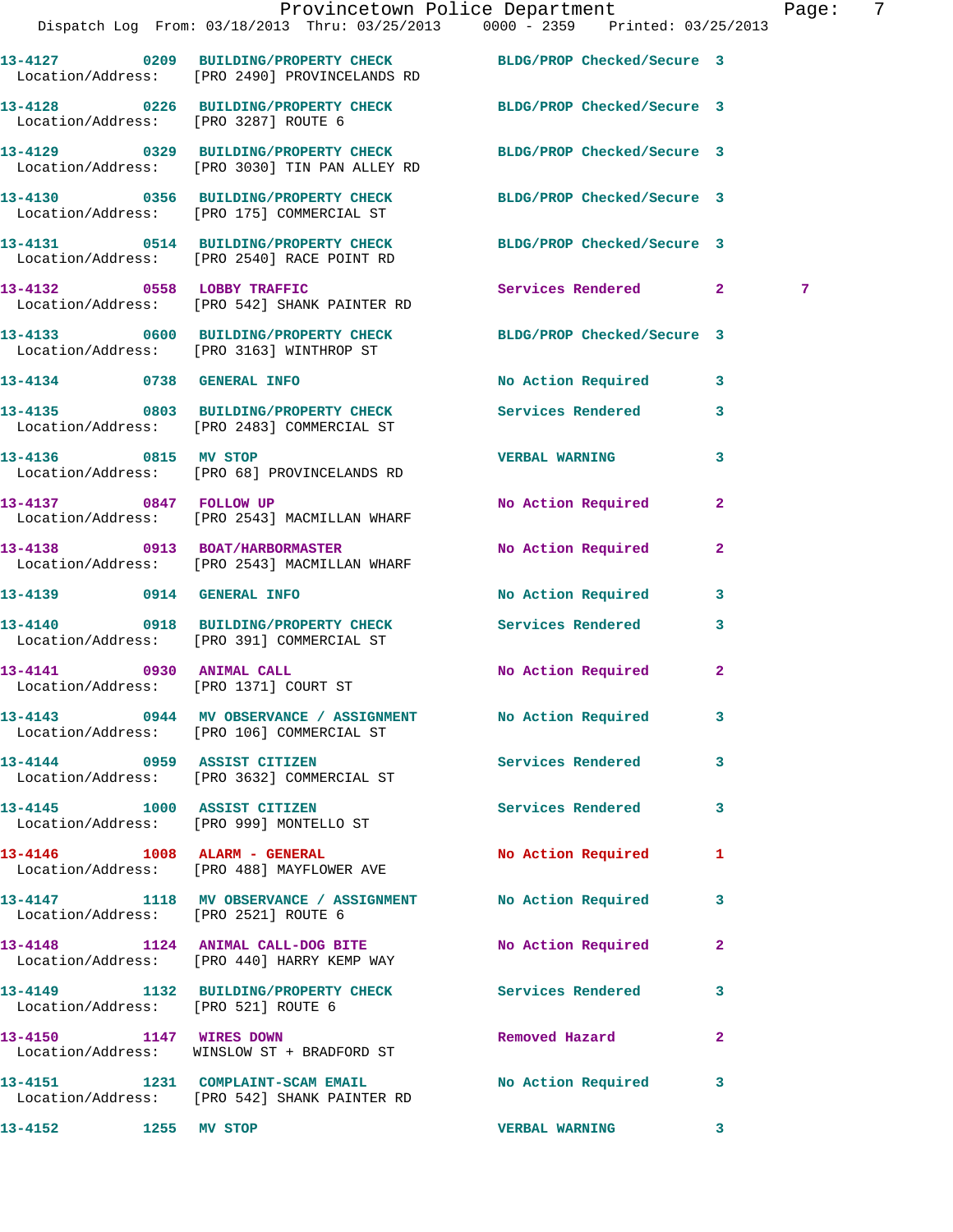13-4127 0209 BUILDING/PROPERTY CHECK BLDG/PROP Checked/Secure 3
Location/Address: [PRO 2490] PROVINCELANDS RD

13-4128 0226 BUILDING/PROPERTY CHECK BLDG/PROP Checked/Secure 3
Location/Address: [PRO 3287] ROUTE 6

13-4129 0329 BUILDING/PROPERTY CHECK BLDG/PROP Checked/Secure 3
Location/Address: [PRO 3030] TIN PAN ALLEY RD

13-4130 0356 BUILDING/PROPERTY CHECK BLDG/PROP Checked/Secure 3
Location/Address: [PRO 175] COMMERCIAL ST

13-4131 0514 BUILDING/PROPERTY CHECK BLDG/PROP Checked/Secure 3
Location/Address: [PRO 2540] RACE POINT RD

13-4132 0558 LOBBY TRAFFIC Services Rendered 2 7
Location/Address: [PRO 542] SHANK PAINTER RD

13-4133 0600 BUILDING/PROPERTY CHECK BLDG/PROP Checked/Secure 3
Location/Address: [PRO 3163] WINTHROP ST

13-4134 0738 GENERAL INFO No Action Required 3

13-4135 0803 BUILDING/PROPERTY CHECK Services Rendered 3
Location/Address: [PRO 2483] COMMERCIAL ST

13-4136 0815 MV STOP VERBAL WARNING 3
Location/Address: [PRO 68] PROVINCELANDS RD

13-4137 0847 FOLLOW UP No Action Required 2
Location/Address: [PRO 2543] MACMILLAN WHARF

13-4138 0913 BOAT/HARBORMASTER No Action Required 2
Location/Address: [PRO 2543] MACMILLAN WHARF

13-4139 0914 GENERAL INFO No Action Required 3

13-4140 0918 BUILDING/PROPERTY CHECK Services Rendered 3
Location/Address: [PRO 391] COMMERCIAL ST

13-4141 0930 ANIMAL CALL No Action Required 2
Location/Address: [PRO 1371] COURT ST

13-4143 0944 MV OBSERVANCE / ASSIGNMENT No Action Required 3
Location/Address: [PRO 106] COMMERCIAL ST

13-4144 0959 ASSIST CITIZEN Services Rendered 3
Location/Address: [PRO 3632] COMMERCIAL ST

13-4145 1000 ASSIST CITIZEN Services Rendered 3
Location/Address: [PRO 999] MONTELLO ST

13-4146 1008 ALARM - GENERAL No Action Required 1
Location/Address: [PRO 488] MAYFLOWER AVE

13-4147 1118 MV OBSERVANCE / ASSIGNMENT No Action Required 3
Location/Address: [PRO 2521] ROUTE 6

13-4148 1124 ANIMAL CALL-DOG BITE No Action Required 2
Location/Address: [PRO 440] HARRY KEMP WAY

13-4149 1132 BUILDING/PROPERTY CHECK Services Rendered 3
Location/Address: [PRO 521] ROUTE 6

13-4150 1147 WIRES DOWN Removed Hazard 2
Location/Address: WINSLOW ST + BRADFORD ST

13-4151 1231 COMPLAINT-SCAM EMAIL No Action Required 3
Location/Address: [PRO 542] SHANK PAINTER RD

13-4152 1255 MV STOP VERBAL WARNING 3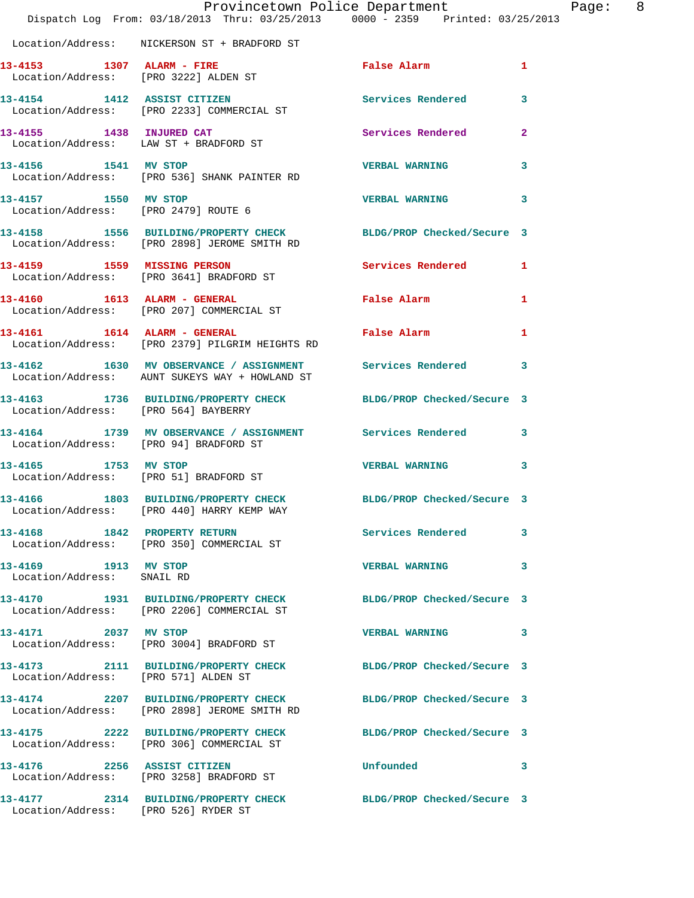Location/Address: NICKERSON ST + BRADFORD ST

**13-4153** 1307 **ALARM - FIRE** False Alarm 1
Location/Address: [PRO 3222] ALDEN ST

**13-4154** 1412 **ASSIST CITIZEN** Services Rendered 3
Location/Address: [PRO 2233] COMMERCIAL ST

**13-4155** 1438 **INJURED CAT** Services Rendered 2
Location/Address: LAW ST + BRADFORD ST

**13-4156** 1541 **MV STOP** VERBAL WARNING 3
Location/Address: [PRO 536] SHANK PAINTER RD

**13-4157** 1550 **MV STOP** VERBAL WARNING 3
Location/Address: [PRO 2479] ROUTE 6

**13-4158** 1556 **BUILDING/PROPERTY CHECK** BLDG/PROP Checked/Secure 3
Location/Address: [PRO 2898] JEROME SMITH RD

**13-4159** 1559 **MISSING PERSON** Services Rendered 1
Location/Address: [PRO 3641] BRADFORD ST

**13-4160** 1613 **ALARM - GENERAL** False Alarm 1
Location/Address: [PRO 207] COMMERCIAL ST

**13-4161** 1614 **ALARM - GENERAL** False Alarm 1
Location/Address: [PRO 2379] PILGRIM HEIGHTS RD

**13-4162** 1630 **MV OBSERVANCE / ASSIGNMENT** Services Rendered 3
Location/Address: AUNT SUKEYS WAY + HOWLAND ST

**13-4163** 1736 **BUILDING/PROPERTY CHECK** BLDG/PROP Checked/Secure 3
Location/Address: [PRO 564] BAYBERRY

**13-4164** 1739 **MV OBSERVANCE / ASSIGNMENT** Services Rendered 3
Location/Address: [PRO 94] BRADFORD ST

**13-4165** 1753 **MV STOP** VERBAL WARNING 3
Location/Address: [PRO 51] BRADFORD ST

**13-4166** 1803 **BUILDING/PROPERTY CHECK** BLDG/PROP Checked/Secure 3
Location/Address: [PRO 440] HARRY KEMP WAY

**13-4168** 1842 **PROPERTY RETURN** Services Rendered 3
Location/Address: [PRO 350] COMMERCIAL ST

**13-4169** 1913 **MV STOP** VERBAL WARNING 3
Location/Address: SNAIL RD

**13-4170** 1931 **BUILDING/PROPERTY CHECK** BLDG/PROP Checked/Secure 3
Location/Address: [PRO 2206] COMMERCIAL ST

**13-4171** 2037 **MV STOP** VERBAL WARNING 3
Location/Address: [PRO 3004] BRADFORD ST

**13-4173** 2111 **BUILDING/PROPERTY CHECK** BLDG/PROP Checked/Secure 3
Location/Address: [PRO 571] ALDEN ST

**13-4174** 2207 **BUILDING/PROPERTY CHECK** BLDG/PROP Checked/Secure 3
Location/Address: [PRO 2898] JEROME SMITH RD

**13-4175** 2222 **BUILDING/PROPERTY CHECK** BLDG/PROP Checked/Secure 3
Location/Address: [PRO 306] COMMERCIAL ST

**13-4176** 2256 **ASSIST CITIZEN** Unfounded 3
Location/Address: [PRO 3258] BRADFORD ST

**13-4177** 2314 **BUILDING/PROPERTY CHECK** BLDG/PROP Checked/Secure 3
Location/Address: [PRO 526] RYDER ST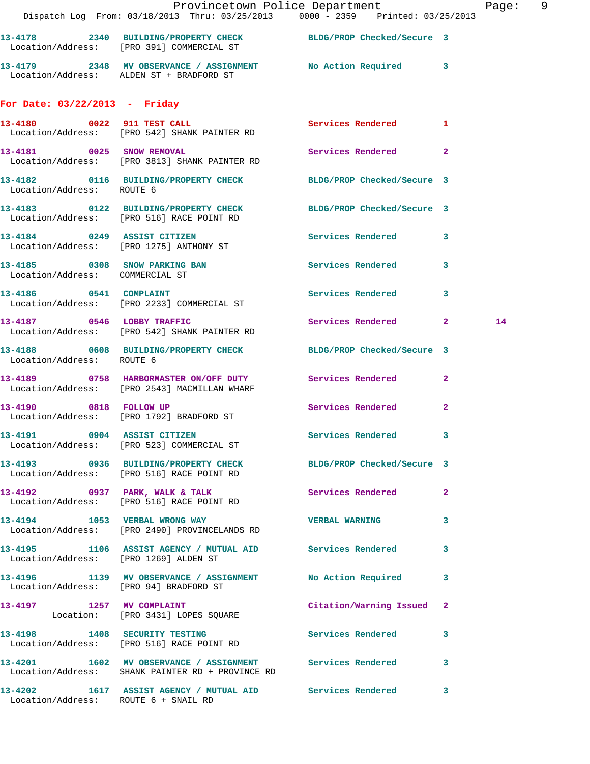13-4178 2340 BUILDING/PROPERTY CHECK BLDG/PROP Checked/Secure 3
Location/Address: [PRO 391] COMMERCIAL ST

13-4179 2348 MV OBSERVANCE / ASSIGNMENT No Action Required 3
Location/Address: ALDEN ST + BRADFORD ST

## For Date: 03/22/2013 - Friday

13-4180 0022 911 TEST CALL Services Rendered 1
Location/Address: [PRO 542] SHANK PAINTER RD

13-4181 0025 SNOW REMOVAL Services Rendered 2
Location/Address: [PRO 3813] SHANK PAINTER RD

13-4182 0116 BUILDING/PROPERTY CHECK BLDG/PROP Checked/Secure 3
Location/Address: ROUTE 6

13-4183 0122 BUILDING/PROPERTY CHECK BLDG/PROP Checked/Secure 3
Location/Address: [PRO 516] RACE POINT RD

13-4184 0249 ASSIST CITIZEN Services Rendered 3
Location/Address: [PRO 1275] ANTHONY ST

13-4185 0308 SNOW PARKING BAN Services Rendered 3
Location/Address: COMMERCIAL ST

13-4186 0541 COMPLAINT Services Rendered 3
Location/Address: [PRO 2233] COMMERCIAL ST

13-4187 0546 LOBBY TRAFFIC Services Rendered 2 14
Location/Address: [PRO 542] SHANK PAINTER RD

13-4188 0608 BUILDING/PROPERTY CHECK BLDG/PROP Checked/Secure 3
Location/Address: ROUTE 6

13-4189 0758 HARBORMASTER ON/OFF DUTY Services Rendered 2
Location/Address: [PRO 2543] MACMILLAN WHARF

13-4190 0818 FOLLOW UP Services Rendered 2
Location/Address: [PRO 1792] BRADFORD ST

13-4191 0904 ASSIST CITIZEN Services Rendered 3
Location/Address: [PRO 523] COMMERCIAL ST

13-4193 0936 BUILDING/PROPERTY CHECK BLDG/PROP Checked/Secure 3
Location/Address: [PRO 516] RACE POINT RD

13-4192 0937 PARK, WALK & TALK Services Rendered 2
Location/Address: [PRO 516] RACE POINT RD

13-4194 1053 VERBAL WRONG WAY VERBAL WARNING 3
Location/Address: [PRO 2490] PROVINCELANDS RD

13-4195 1106 ASSIST AGENCY / MUTUAL AID Services Rendered 3
Location/Address: [PRO 1269] ALDEN ST

13-4196 1139 MV OBSERVANCE / ASSIGNMENT No Action Required 3
Location/Address: [PRO 94] BRADFORD ST

13-4197 1257 MV COMPLAINT Citation/Warning Issued 2
Location: [PRO 3431] LOPES SQUARE

13-4198 1408 SECURITY TESTING Services Rendered 3
Location/Address: [PRO 516] RACE POINT RD

13-4201 1602 MV OBSERVANCE / ASSIGNMENT Services Rendered 3
Location/Address: SHANK PAINTER RD + PROVINCE RD

13-4202 1617 ASSIST AGENCY / MUTUAL AID Services Rendered 3
Location/Address: ROUTE 6 + SNAIL RD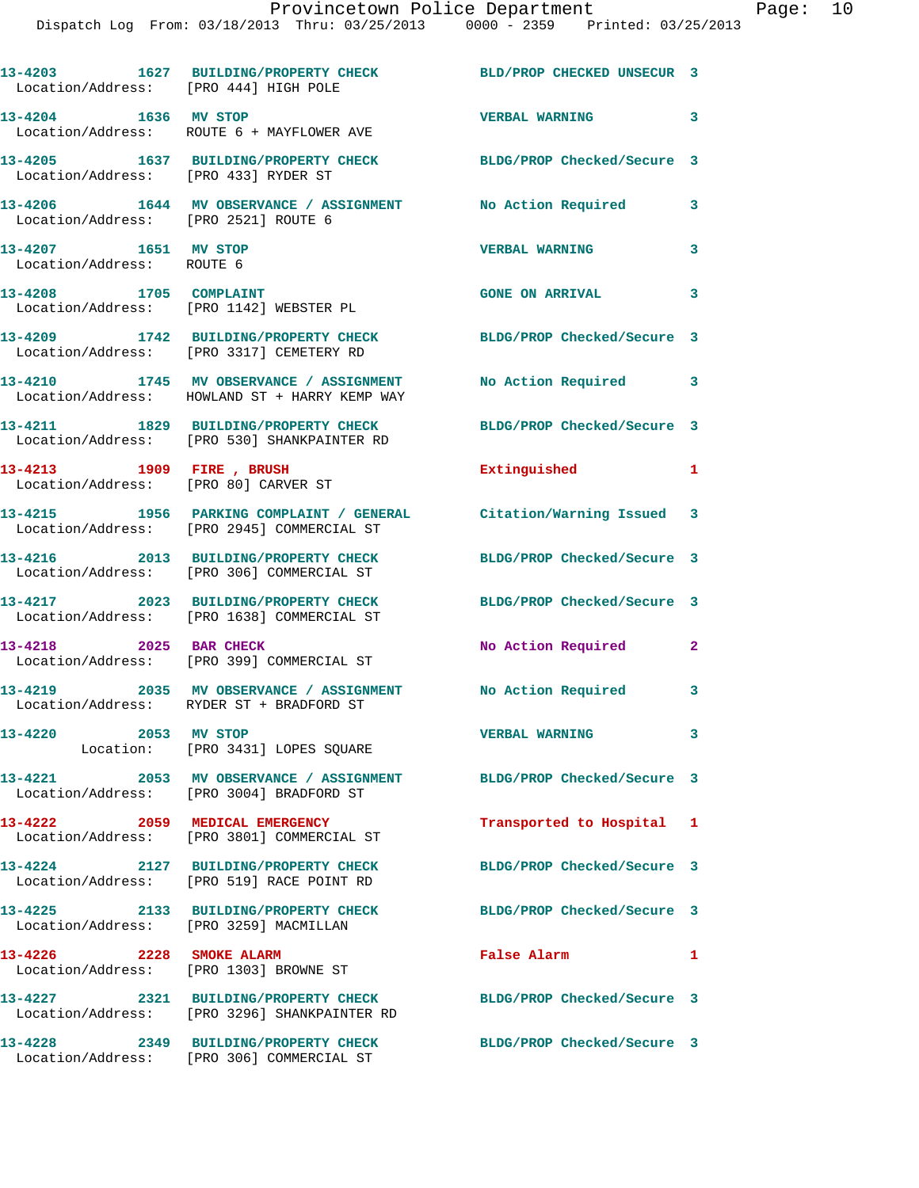13-4203 1627 BUILDING/PROPERTY CHECK BLD/PROP CHECKED UNSECUR 3
Location/Address: [PRO 444] HIGH POLE

13-4204 1636 MV STOP VERBAL WARNING 3
Location/Address: ROUTE 6 + MAYFLOWER AVE

13-4205 1637 BUILDING/PROPERTY CHECK BLDG/PROP Checked/Secure 3
Location/Address: [PRO 433] RYDER ST

13-4206 1644 MV OBSERVATION / ASSIGNMENT No Action Required 3
Location/Address: [PRO 2521] ROUTE 6

13-4207 1651 MV STOP VERBAL WARNING 3
Location/Address: ROUTE 6

13-4208 1705 COMPLAINT GONE ON ARRIVAL 3
Location/Address: [PRO 1142] WEBSTER PL

13-4209 1742 BUILDING/PROPERTY CHECK BLDG/PROP Checked/Secure 3
Location/Address: [PRO 3317] CEMETERY RD

13-4210 1745 MV OBSERVATION / ASSIGNMENT No Action Required 3
Location/Address: HOWLAND ST + HARRY KEMP WAY

13-4211 1829 BUILDING/PROPERTY CHECK BLDG/PROP Checked/Secure 3
Location/Address: [PRO 530] SHANKPAINTER RD

13-4213 1909 FIRE , BRUSH Extinguished 1
Location/Address: [PRO 80] CARVER ST

13-4215 1956 PARKING COMPLAINT / GENERAL Citation/Warning Issued 3
Location/Address: [PRO 2945] COMMERCIAL ST

13-4216 2013 BUILDING/PROPERTY CHECK BLDG/PROP Checked/Secure 3
Location/Address: [PRO 306] COMMERCIAL ST

13-4217 2023 BUILDING/PROPERTY CHECK BLDG/PROP Checked/Secure 3
Location/Address: [PRO 1638] COMMERCIAL ST

13-4218 2025 BAR CHECK No Action Required 2
Location/Address: [PRO 399] COMMERCIAL ST

13-4219 2035 MV OBSERVATION / ASSIGNMENT No Action Required 3
Location/Address: RYDER ST + BRADFORD ST

13-4220 2053 MV STOP VERBAL WARNING 3
Location: [PRO 3431] LOPES SQUARE

13-4221 2053 MV OBSERVATION / ASSIGNMENT BLDG/PROP Checked/Secure 3
Location/Address: [PRO 3004] BRADFORD ST

13-4222 2059 MEDICAL EMERGENCY Transported to Hospital 1
Location/Address: [PRO 3801] COMMERCIAL ST

13-4224 2127 BUILDING/PROPERTY CHECK BLDG/PROP Checked/Secure 3
Location/Address: [PRO 519] RACE POINT RD

13-4225 2133 BUILDING/PROPERTY CHECK BLDG/PROP Checked/Secure 3
Location/Address: [PRO 3259] MACMILLAN

13-4226 2228 SMOKE ALARM False Alarm 1
Location/Address: [PRO 1303] BROWNE ST

13-4227 2321 BUILDING/PROPERTY CHECK BLDG/PROP Checked/Secure 3
Location/Address: [PRO 3296] SHANKPAINTER RD

13-4228 2349 BUILDING/PROPERTY CHECK BLDG/PROP Checked/Secure 3
Location/Address: [PRO 306] COMMERCIAL ST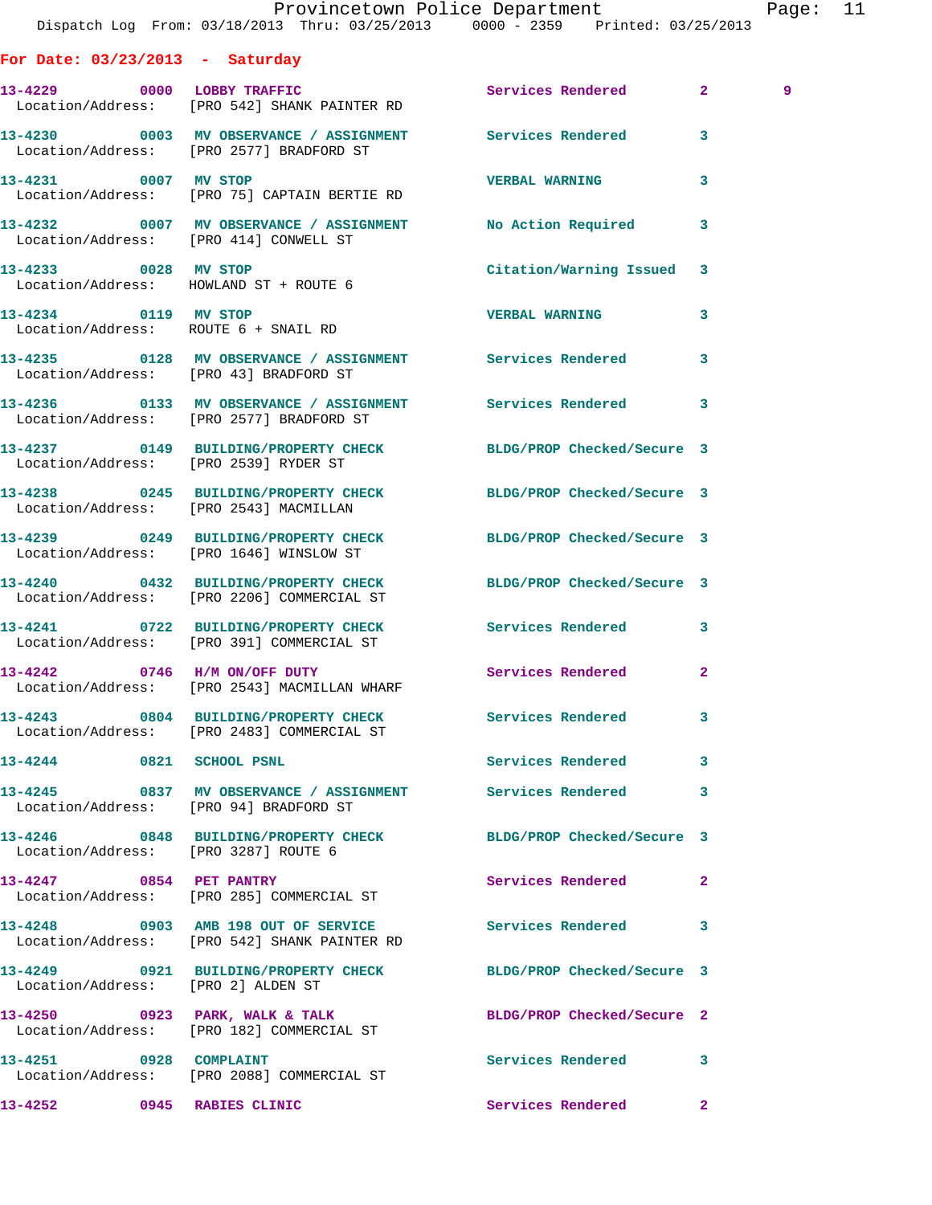**For Date: 03/23/2013 - Saturday**

13-4229 0000 LOBBY TRAFFIC Services Rendered 2 9
Location/Address: [PRO 542] SHANK PAINTER RD

13-4230 0003 MV OBSERVANCE / ASSIGNMENT Services Rendered 3
Location/Address: [PRO 2577] BRADFORD ST

13-4231 0007 MV STOP VERBAL WARNING 3
Location/Address: [PRO 75] CAPTAIN BERTIE RD

13-4232 0007 MV OBSERVANCE / ASSIGNMENT No Action Required 3
Location/Address: [PRO 414] CONWELL ST

13-4233 0028 MV STOP Citation/Warning Issued 3
Location/Address: HOWLAND ST + ROUTE 6

13-4234 0119 MV STOP VERBAL WARNING 3
Location/Address: ROUTE 6 + SNAIL RD

13-4235 0128 MV OBSERVANCE / ASSIGNMENT Services Rendered 3
Location/Address: [PRO 43] BRADFORD ST

13-4236 0133 MV OBSERVANCE / ASSIGNMENT Services Rendered 3
Location/Address: [PRO 2577] BRADFORD ST

13-4237 0149 BUILDING/PROPERTY CHECK BLDG/PROP Checked/Secure 3
Location/Address: [PRO 2539] RYDER ST

13-4238 0245 BUILDING/PROPERTY CHECK BLDG/PROP Checked/Secure 3
Location/Address: [PRO 2543] MACMILLAN

13-4239 0249 BUILDING/PROPERTY CHECK BLDG/PROP Checked/Secure 3
Location/Address: [PRO 1646] WINSLOW ST

13-4240 0432 BUILDING/PROPERTY CHECK BLDG/PROP Checked/Secure 3
Location/Address: [PRO 2206] COMMERCIAL ST

13-4241 0722 BUILDING/PROPERTY CHECK Services Rendered 3
Location/Address: [PRO 391] COMMERCIAL ST

13-4242 0746 H/M ON/OFF DUTY Services Rendered 2
Location/Address: [PRO 2543] MACMILLAN WHARF

13-4243 0804 BUILDING/PROPERTY CHECK Services Rendered 3
Location/Address: [PRO 2483] COMMERCIAL ST

13-4244 0821 SCHOOL PSNL Services Rendered 3

13-4245 0837 MV OBSERVANCE / ASSIGNMENT Services Rendered 3
Location/Address: [PRO 94] BRADFORD ST

13-4246 0848 BUILDING/PROPERTY CHECK BLDG/PROP Checked/Secure 3
Location/Address: [PRO 3287] ROUTE 6

13-4247 0854 PET PANTRY Services Rendered 2
Location/Address: [PRO 285] COMMERCIAL ST

13-4248 0903 AMB 198 OUT OF SERVICE Services Rendered 3
Location/Address: [PRO 542] SHANK PAINTER RD

13-4249 0921 BUILDING/PROPERTY CHECK BLDG/PROP Checked/Secure 3
Location/Address: [PRO 2] ALDEN ST

13-4250 0923 PARK, WALK & TALK BLDG/PROP Checked/Secure 2
Location/Address: [PRO 182] COMMERCIAL ST

13-4251 0928 COMPLAINT Services Rendered 3
Location/Address: [PRO 2088] COMMERCIAL ST

13-4252 0945 RABIES CLINIC Services Rendered 2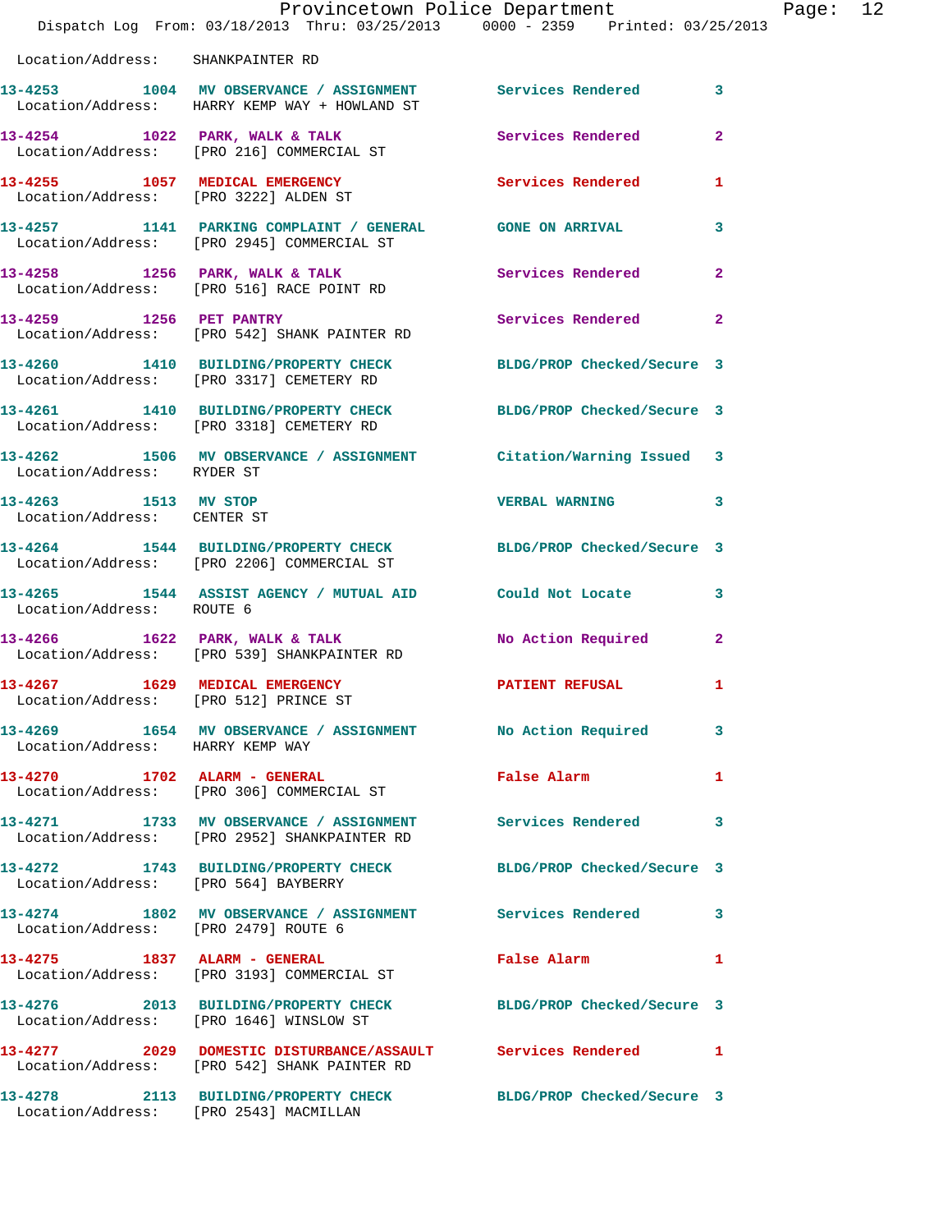Location/Address: SHANKPAINTER RD

13-4253 1004 MV OBSERVANCE / ASSIGNMENT Services Rendered 3
Location/Address: HARRY KEMP WAY + HOWLAND ST

13-4254 1022 PARK, WALK & TALK Services Rendered 2
Location/Address: [PRO 216] COMMERCIAL ST

13-4255 1057 MEDICAL EMERGENCY Services Rendered 1
Location/Address: [PRO 3222] ALDEN ST

13-4257 1141 PARKING COMPLAINT / GENERAL GONE ON ARRIVAL 3
Location/Address: [PRO 2945] COMMERCIAL ST

13-4258 1256 PARK, WALK & TALK Services Rendered 2
Location/Address: [PRO 516] RACE POINT RD

13-4259 1256 PET PANTRY Services Rendered 2
Location/Address: [PRO 542] SHANK PAINTER RD

13-4260 1410 BUILDING/PROPERTY CHECK BLDG/PROP Checked/Secure 3
Location/Address: [PRO 3317] CEMETERY RD

13-4261 1410 BUILDING/PROPERTY CHECK BLDG/PROP Checked/Secure 3
Location/Address: [PRO 3318] CEMETERY RD

13-4262 1506 MV OBSERVANCE / ASSIGNMENT Citation/Warning Issued 3
Location/Address: RYDER ST

13-4263 1513 MV STOP VERBAL WARNING 3
Location/Address: CENTER ST

13-4264 1544 BUILDING/PROPERTY CHECK BLDG/PROP Checked/Secure 3
Location/Address: [PRO 2206] COMMERCIAL ST

13-4265 1544 ASSIST AGENCY / MUTUAL AID Could Not Locate 3
Location/Address: ROUTE 6

13-4266 1622 PARK, WALK & TALK No Action Required 2
Location/Address: [PRO 539] SHANKPAINTER RD

13-4267 1629 MEDICAL EMERGENCY PATIENT REFUSAL 1
Location/Address: [PRO 512] PRINCE ST

13-4269 1654 MV OBSERVANCE / ASSIGNMENT No Action Required 3
Location/Address: HARRY KEMP WAY

13-4270 1702 ALARM - GENERAL False Alarm 1
Location/Address: [PRO 306] COMMERCIAL ST

13-4271 1733 MV OBSERVANCE / ASSIGNMENT Services Rendered 3
Location/Address: [PRO 2952] SHANKPAINTER RD

13-4272 1743 BUILDING/PROPERTY CHECK BLDG/PROP Checked/Secure 3
Location/Address: [PRO 564] BAYBERRY

13-4274 1802 MV OBSERVANCE / ASSIGNMENT Services Rendered 3
Location/Address: [PRO 2479] ROUTE 6

13-4275 1837 ALARM - GENERAL False Alarm 1
Location/Address: [PRO 3193] COMMERCIAL ST

13-4276 2013 BUILDING/PROPERTY CHECK BLDG/PROP Checked/Secure 3
Location/Address: [PRO 1646] WINSLOW ST

13-4277 2029 DOMESTIC DISTURBANCE/ASSAULT Services Rendered 1
Location/Address: [PRO 542] SHANK PAINTER RD

13-4278 2113 BUILDING/PROPERTY CHECK BLDG/PROP Checked/Secure 3
Location/Address: [PRO 2543] MACMILLAN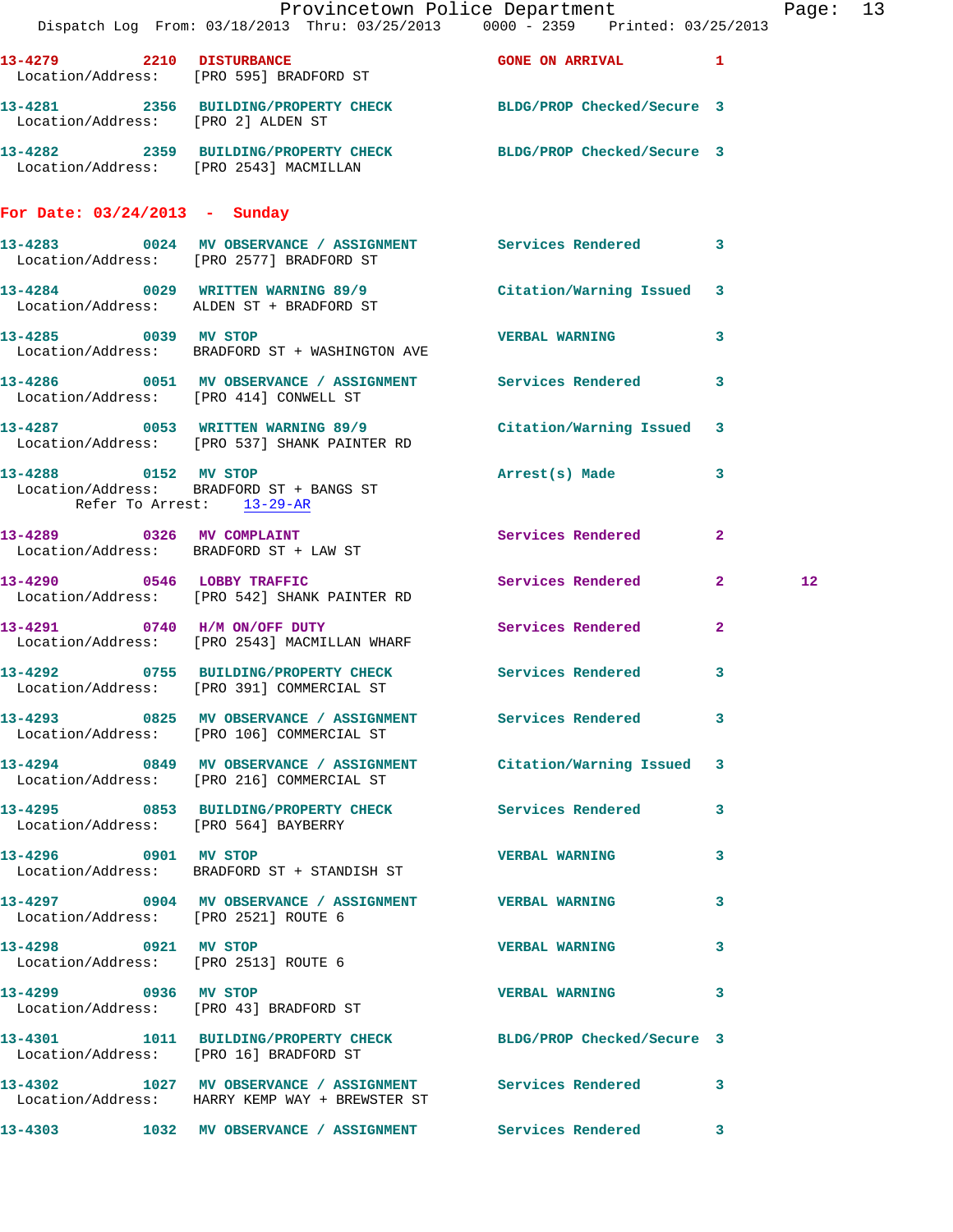13-4279 2210 DISTURBANCE GONE ON ARRIVAL 1
Location/Address: [PRO 595] BRADFORD ST

13-4281 2356 BUILDING/PROPERTY CHECK BLDG/PROP Checked/Secure 3
Location/Address: [PRO 2] ALDEN ST

13-4282 2359 BUILDING/PROPERTY CHECK BLDG/PROP Checked/Secure 3
Location/Address: [PRO 2543] MACMILLAN

## For Date: 03/24/2013 - Sunday

13-4283 0024 MV OBSERVANCE / ASSIGNMENT Services Rendered 3
Location/Address: [PRO 2577] BRADFORD ST

13-4284 0029 WRITTEN WARNING 89/9 Citation/Warning Issued 3
Location/Address: ALDEN ST + BRADFORD ST

13-4285 0039 MV STOP VERBAL WARNING 3
Location/Address: BRADFORD ST + WASHINGTON AVE

13-4286 0051 MV OBSERVANCE / ASSIGNMENT Services Rendered 3
Location/Address: [PRO 414] CONWELL ST

13-4287 0053 WRITTEN WARNING 89/9 Citation/Warning Issued 3
Location/Address: [PRO 537] SHANK PAINTER RD

13-4288 0152 MV STOP Arrest(s) Made 3
Location/Address: BRADFORD ST + BANGS ST
Refer To Arrest: 13-29-AR

13-4289 0326 MV COMPLAINT Services Rendered 2
Location/Address: BRADFORD ST + LAW ST

13-4290 0546 LOBBY TRAFFIC Services Rendered 2 12
Location/Address: [PRO 542] SHANK PAINTER RD

13-4291 0740 H/M ON/OFF DUTY Services Rendered 2
Location/Address: [PRO 2543] MACMILLAN WHARF

13-4292 0755 BUILDING/PROPERTY CHECK Services Rendered 3
Location/Address: [PRO 391] COMMERCIAL ST

13-4293 0825 MV OBSERVANCE / ASSIGNMENT Services Rendered 3
Location/Address: [PRO 106] COMMERCIAL ST

13-4294 0849 MV OBSERVANCE / ASSIGNMENT Citation/Warning Issued 3
Location/Address: [PRO 216] COMMERCIAL ST

13-4295 0853 BUILDING/PROPERTY CHECK Services Rendered 3
Location/Address: [PRO 564] BAYBERRY

13-4296 0901 MV STOP VERBAL WARNING 3
Location/Address: BRADFORD ST + STANDISH ST

13-4297 0904 MV OBSERVANCE / ASSIGNMENT VERBAL WARNING 3
Location/Address: [PRO 2521] ROUTE 6

13-4298 0921 MV STOP VERBAL WARNING 3
Location/Address: [PRO 2513] ROUTE 6

13-4299 0936 MV STOP VERBAL WARNING 3
Location/Address: [PRO 43] BRADFORD ST

13-4301 1011 BUILDING/PROPERTY CHECK BLDG/PROP Checked/Secure 3
Location/Address: [PRO 16] BRADFORD ST

13-4302 1027 MV OBSERVANCE / ASSIGNMENT Services Rendered 3
Location/Address: HARRY KEMP WAY + BREWSTER ST

13-4303 1032 MV OBSERVANCE / ASSIGNMENT Services Rendered 3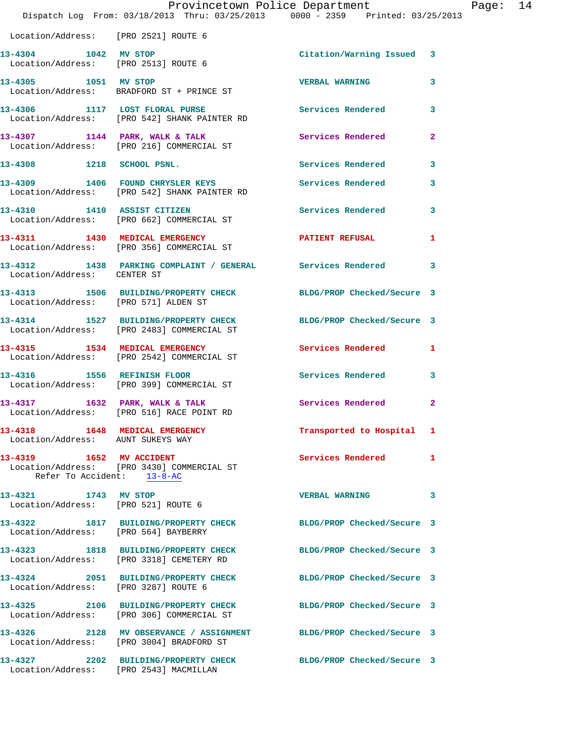Location/Address: [PRO 2521] ROUTE 6

| Call Number | Time | Call Reason | Action | Priority |
|---|---|---|---|---|
| 13-4304 | 1042 | MV STOP | Citation/Warning Issued | 3 |
| | | Location/Address: [PRO 2513] ROUTE 6 | | |
| 13-4305 | 1051 | MV STOP | VERBAL WARNING | 3 |
| | | Location/Address: BRADFORD ST + PRINCE ST | | |
| 13-4306 | 1117 | LOST FLORAL PURSE | Services Rendered | 3 |
| | | Location/Address: [PRO 542] SHANK PAINTER RD | | |
| 13-4307 | 1144 | PARK, WALK & TALK | Services Rendered | 2 |
| | | Location/Address: [PRO 216] COMMERCIAL ST | | |
| 13-4308 | 1218 | SCHOOL PSNL. | Services Rendered | 3 |
| 13-4309 | 1406 | FOUND CHRYSLER KEYS | Services Rendered | 3 |
| | | Location/Address: [PRO 542] SHANK PAINTER RD | | |
| 13-4310 | 1410 | ASSIST CITIZEN | Services Rendered | 3 |
| | | Location/Address: [PRO 662] COMMERCIAL ST | | |
| 13-4311 | 1430 | MEDICAL EMERGENCY | PATIENT REFUSAL | 1 |
| | | Location/Address: [PRO 356] COMMERCIAL ST | | |
| 13-4312 | 1438 | PARKING COMPLAINT / GENERAL | Services Rendered | 3 |
| | | Location/Address: CENTER ST | | |
| 13-4313 | 1506 | BUILDING/PROPERTY CHECK | BLDG/PROP Checked/Secure | 3 |
| | | Location/Address: [PRO 571] ALDEN ST | | |
| 13-4314 | 1527 | BUILDING/PROPERTY CHECK | BLDG/PROP Checked/Secure | 3 |
| | | Location/Address: [PRO 2483] COMMERCIAL ST | | |
| 13-4315 | 1534 | MEDICAL EMERGENCY | Services Rendered | 1 |
| | | Location/Address: [PRO 2542] COMMERCIAL ST | | |
| 13-4316 | 1556 | REFINISH FLOOR | Services Rendered | 3 |
| | | Location/Address: [PRO 399] COMMERCIAL ST | | |
| 13-4317 | 1632 | PARK, WALK & TALK | Services Rendered | 2 |
| | | Location/Address: [PRO 516] RACE POINT RD | | |
| 13-4318 | 1648 | MEDICAL EMERGENCY | Transported to Hospital | 1 |
| | | Location/Address: AUNT SUKEYS WAY | | |
| 13-4319 | 1652 | MV ACCIDENT | Services Rendered | 1 |
| | | Location/Address: [PRO 3430] COMMERCIAL ST; Refer To Accident: 13-8-AC | | |
| 13-4321 | 1743 | MV STOP | VERBAL WARNING | 3 |
| | | Location/Address: [PRO 521] ROUTE 6 | | |
| 13-4322 | 1817 | BUILDING/PROPERTY CHECK | BLDG/PROP Checked/Secure | 3 |
| | | Location/Address: [PRO 564] BAYBERRY | | |
| 13-4323 | 1818 | BUILDING/PROPERTY CHECK | BLDG/PROP Checked/Secure | 3 |
| | | Location/Address: [PRO 3318] CEMETERY RD | | |
| 13-4324 | 2051 | BUILDING/PROPERTY CHECK | BLDG/PROP Checked/Secure | 3 |
| | | Location/Address: [PRO 3287] ROUTE 6 | | |
| 13-4325 | 2106 | BUILDING/PROPERTY CHECK | BLDG/PROP Checked/Secure | 3 |
| | | Location/Address: [PRO 306] COMMERCIAL ST | | |
| 13-4326 | 2128 | MV OBSERVANCE / ASSIGNMENT | BLDG/PROP Checked/Secure | 3 |
| | | Location/Address: [PRO 3004] BRADFORD ST | | |
| 13-4327 | 2202 | BUILDING/PROPERTY CHECK | BLDG/PROP Checked/Secure | 3 |
| | | Location/Address: [PRO 2543] MACMILLAN | | |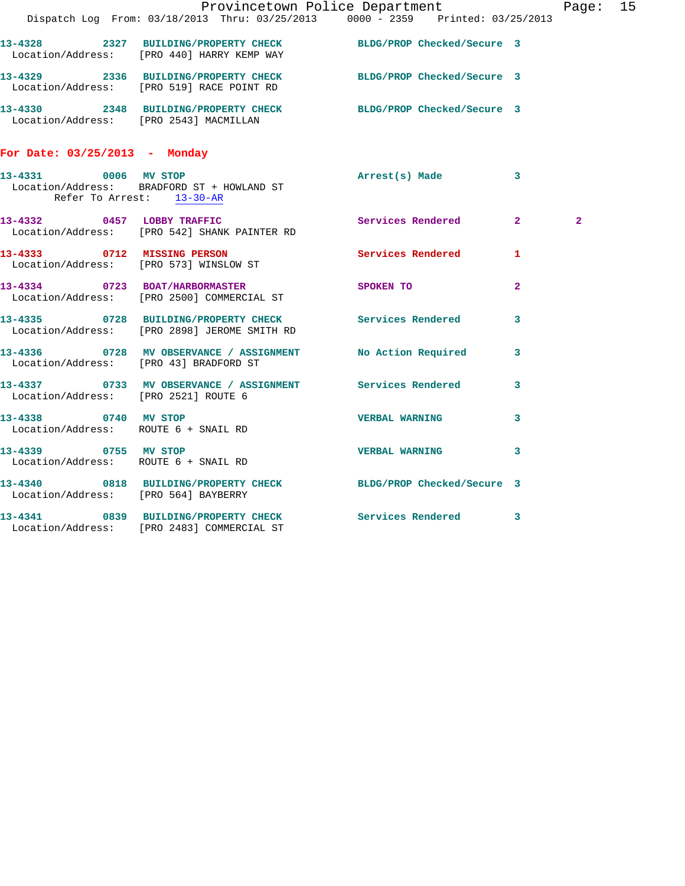13-4328 2327 BUILDING/PROPERTY CHECK BLDG/PROP Checked/Secure 3
Location/Address: [PRO 440] HARRY KEMP WAY

13-4329 2336 BUILDING/PROPERTY CHECK BLDG/PROP Checked/Secure 3
Location/Address: [PRO 519] RACE POINT RD

13-4330 2348 BUILDING/PROPERTY CHECK BLDG/PROP Checked/Secure 3
Location/Address: [PRO 2543] MACMILLAN

**For Date: 03/25/2013 - Monday**

13-4331 0006 MV STOP Arrest(s) Made 3
Location/Address: BRADFORD ST + HOWLAND ST
Refer To Arrest: 13-30-AR

13-4332 0457 LOBBY TRAFFIC Services Rendered 2 2
Location/Address: [PRO 542] SHANK PAINTER RD

13-4333 0712 MISSING PERSON Services Rendered 1
Location/Address: [PRO 573] WINSLOW ST

13-4334 0723 BOAT/HARBORMASTER SPOKEN TO 2
Location/Address: [PRO 2500] COMMERCIAL ST

13-4335 0728 BUILDING/PROPERTY CHECK Services Rendered 3
Location/Address: [PRO 2898] JEROME SMITH RD

13-4336 0728 MV OBSERVANCE / ASSIGNMENT No Action Required 3
Location/Address: [PRO 43] BRADFORD ST

13-4337 0733 MV OBSERVANCE / ASSIGNMENT Services Rendered 3
Location/Address: [PRO 2521] ROUTE 6

13-4338 0740 MV STOP VERBAL WARNING 3
Location/Address: ROUTE 6 + SNAIL RD

13-4339 0755 MV STOP VERBAL WARNING 3
Location/Address: ROUTE 6 + SNAIL RD

13-4340 0818 BUILDING/PROPERTY CHECK BLDG/PROP Checked/Secure 3
Location/Address: [PRO 564] BAYBERRY

13-4341 0839 BUILDING/PROPERTY CHECK Services Rendered 3
Location/Address: [PRO 2483] COMMERCIAL ST